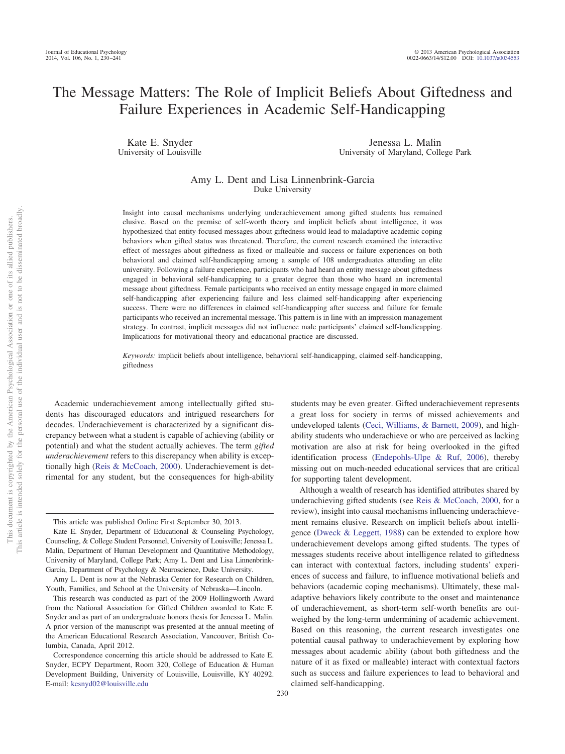# The Message Matters: The Role of Implicit Beliefs About Giftedness and Failure Experiences in Academic Self-Handicapping

Kate E. Snyder
University of Louisville

Jenessa L. Malin
University of Maryland, College Park

Amy L. Dent and Lisa Linnenbrink-Garcia
Duke University

Insight into causal mechanisms underlying underachievement among gifted students has remained elusive. Based on the premise of self-worth theory and implicit beliefs about intelligence, it was hypothesized that entity-focused messages about giftedness would lead to maladaptive academic coping behaviors when gifted status was threatened. Therefore, the current research examined the interactive effect of messages about giftedness as fixed or malleable and success or failure experiences on both behavioral and claimed self-handicapping among a sample of 108 undergraduates attending an elite university. Following a failure experience, participants who had heard an entity message about giftedness engaged in behavioral self-handicapping to a greater degree than those who heard an incremental message about giftedness. Female participants who received an entity message engaged in more claimed self-handicapping after experiencing failure and less claimed self-handicapping after experiencing success. There were no differences in claimed self-handicapping after success and failure for female participants who received an incremental message. This pattern is in line with an impression management strategy. In contrast, implicit messages did not influence male participants' claimed self-handicapping. Implications for motivational theory and educational practice are discussed.

*Keywords:* implicit beliefs about intelligence, behavioral self-handicapping, claimed self-handicapping, giftedness

Academic underachievement among intellectually gifted students has discouraged educators and intrigued researchers for decades. Underachievement is characterized by a significant discrepancy between what a student is capable of achieving (ability or potential) and what the student actually achieves. The term *gifted underachievement* refers to this discrepancy when ability is exceptionally high (Reis & McCoach, 2000). Underachievement is detrimental for any student, but the consequences for high-ability students may be even greater. Gifted underachievement represents a great loss for society in terms of missed achievements and undeveloped talents (Ceci, Williams, & Barnett, 2009), and high-ability students who underachieve or who are perceived as lacking motivation are also at risk for being overlooked in the gifted identification process (Endepohls-Ulpe & Ruf, 2006), thereby missing out on much-needed educational services that are critical for supporting talent development.

Although a wealth of research has identified attributes shared by underachieving gifted students (see Reis & McCoach, 2000, for a review), insight into causal mechanisms influencing underachievement remains elusive. Research on implicit beliefs about intelligence (Dweck & Leggett, 1988) can be extended to explore how underachievement develops among gifted students. The types of messages students receive about intelligence related to giftedness can interact with contextual factors, including students' experiences of success and failure, to influence motivational beliefs and behaviors (academic coping mechanisms). Ultimately, these maladaptive behaviors likely contribute to the onset and maintenance of underachievement, as short-term self-worth benefits are outweighed by the long-term undermining of academic achievement. Based on this reasoning, the current research investigates one potential causal pathway to underachievement by exploring how messages about academic ability (about both giftedness and the nature of it as fixed or malleable) interact with contextual factors such as success and failure experiences to lead to behavioral and claimed self-handicapping.

This article was published Online First September 30, 2013.

Kate E. Snyder, Department of Educational & Counseling Psychology, Counseling, & College Student Personnel, University of Louisville; Jenessa L. Malin, Department of Human Development and Quantitative Methodology, University of Maryland, College Park; Amy L. Dent and Lisa Linnenbrink-Garcia, Department of Psychology & Neuroscience, Duke University.

Amy L. Dent is now at the Nebraska Center for Research on Children, Youth, Families, and School at the University of Nebraska—Lincoln.

This research was conducted as part of the 2009 Hollingworth Award from the National Association for Gifted Children awarded to Kate E. Snyder and as part of an undergraduate honors thesis for Jenessa L. Malin. A prior version of the manuscript was presented at the annual meeting of the American Educational Research Association, Vancouver, British Columbia, Canada, April 2012.

Correspondence concerning this article should be addressed to Kate E. Snyder, ECPY Department, Room 320, College of Education & Human Development Building, University of Louisville, Louisville, KY 40292. E-mail: kesnyd02@louisville.edu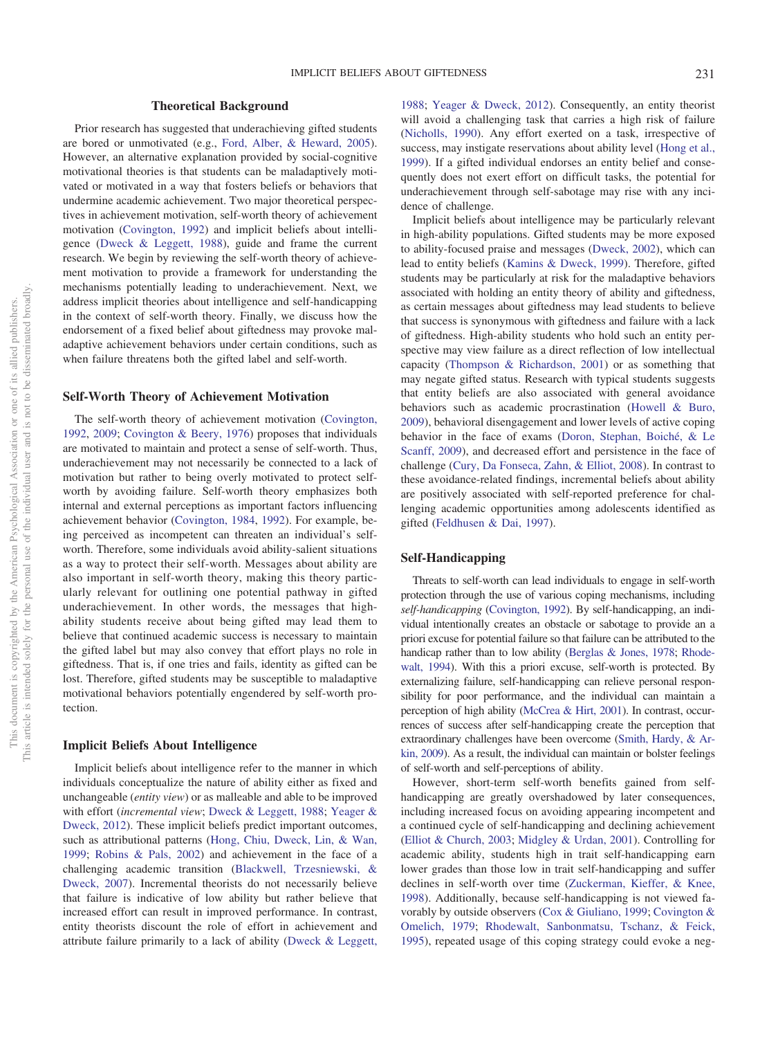## Theoretical Background

Prior research has suggested that underachieving gifted students are bored or unmotivated (e.g., Ford, Alber, & Heward, 2005). However, an alternative explanation provided by social-cognitive motivational theories is that students can be maladaptively motivated or motivated in a way that fosters beliefs or behaviors that undermine academic achievement. Two major theoretical perspectives in achievement motivation, self-worth theory of achievement motivation (Covington, 1992) and implicit beliefs about intelligence (Dweck & Leggett, 1988), guide and frame the current research. We begin by reviewing the self-worth theory of achievement motivation to provide a framework for understanding the mechanisms potentially leading to underachievement. Next, we address implicit theories about intelligence and self-handicapping in the context of self-worth theory. Finally, we discuss how the endorsement of a fixed belief about giftedness may provoke maladaptive achievement behaviors under certain conditions, such as when failure threatens both the gifted label and self-worth.

### Self-Worth Theory of Achievement Motivation

The self-worth theory of achievement motivation (Covington, 1992, 2009; Covington & Beery, 1976) proposes that individuals are motivated to maintain and protect a sense of self-worth. Thus, underachievement may not necessarily be connected to a lack of motivation but rather to being overly motivated to protect self-worth by avoiding failure. Self-worth theory emphasizes both internal and external perceptions as important factors influencing achievement behavior (Covington, 1984, 1992). For example, being perceived as incompetent can threaten an individual's self-worth. Therefore, some individuals avoid ability-salient situations as a way to protect their self-worth. Messages about ability are also important in self-worth theory, making this theory particularly relevant for outlining one potential pathway in gifted underachievement. In other words, the messages that high-ability students receive about being gifted may lead them to believe that continued academic success is necessary to maintain the gifted label but may also convey that effort plays no role in giftedness. That is, if one tries and fails, identity as gifted can be lost. Therefore, gifted students may be susceptible to maladaptive motivational behaviors potentially engendered by self-worth protection.

### Implicit Beliefs About Intelligence

Implicit beliefs about intelligence refer to the manner in which individuals conceptualize the nature of ability either as fixed and unchangeable (*entity view*) or as malleable and able to be improved with effort (*incremental view*; Dweck & Leggett, 1988; Yeager & Dweck, 2012). These implicit beliefs predict important outcomes, such as attributional patterns (Hong, Chiu, Dweck, Lin, & Wan, 1999; Robins & Pals, 2002) and achievement in the face of a challenging academic transition (Blackwell, Trzesniewski, & Dweck, 2007). Incremental theorists do not necessarily believe that failure is indicative of low ability but rather believe that increased effort can result in improved performance. In contrast, entity theorists discount the role of effort in achievement and attribute failure primarily to a lack of ability (Dweck & Leggett, 1988; Yeager & Dweck, 2012). Consequently, an entity theorist will avoid a challenging task that carries a high risk of failure (Nicholls, 1990). Any effort exerted on a task, irrespective of success, may instigate reservations about ability level (Hong et al., 1999). If a gifted individual endorses an entity belief and consequently does not exert effort on difficult tasks, the potential for underachievement through self-sabotage may rise with any incidence of challenge.

Implicit beliefs about intelligence may be particularly relevant in high-ability populations. Gifted students may be more exposed to ability-focused praise and messages (Dweck, 2002), which can lead to entity beliefs (Kamins & Dweck, 1999). Therefore, gifted students may be particularly at risk for the maladaptive behaviors associated with holding an entity theory of ability and giftedness, as certain messages about giftedness may lead students to believe that success is synonymous with giftedness and failure with a lack of giftedness. High-ability students who hold such an entity perspective may view failure as a direct reflection of low intellectual capacity (Thompson & Richardson, 2001) or as something that may negate gifted status. Research with typical students suggests that entity beliefs are also associated with general avoidance behaviors such as academic procrastination (Howell & Buro, 2009), behavioral disengagement and lower levels of active coping behavior in the face of exams (Doron, Stephan, Boiché, & Le Scanff, 2009), and decreased effort and persistence in the face of challenge (Cury, Da Fonseca, Zahn, & Elliot, 2008). In contrast to these avoidance-related findings, incremental beliefs about ability are positively associated with self-reported preference for challenging academic opportunities among adolescents identified as gifted (Feldhusen & Dai, 1997).

### Self-Handicapping

Threats to self-worth can lead individuals to engage in self-worth protection through the use of various coping mechanisms, including *self-handicapping* (Covington, 1992). By self-handicapping, an individual intentionally creates an obstacle or sabotage to provide an a priori excuse for potential failure so that failure can be attributed to the handicap rather than to low ability (Berglas & Jones, 1978; Rhodewalt, 1994). With this a priori excuse, self-worth is protected. By externalizing failure, self-handicapping can relieve personal responsibility for poor performance, and the individual can maintain a perception of high ability (McCrea & Hirt, 2001). In contrast, occurrences of success after self-handicapping create the perception that extraordinary challenges have been overcome (Smith, Hardy, & Arkin, 2009). As a result, the individual can maintain or bolster feelings of self-worth and self-perceptions of ability.

However, short-term self-worth benefits gained from self-handicapping are greatly overshadowed by later consequences, including increased focus on avoiding appearing incompetent and a continued cycle of self-handicapping and declining achievement (Elliot & Church, 2003; Midgley & Urdan, 2001). Controlling for academic ability, students high in trait self-handicapping earn lower grades than those low in trait self-handicapping and suffer declines in self-worth over time (Zuckerman, Kieffer, & Knee, 1998). Additionally, because self-handicapping is not viewed favorably by outside observers (Cox & Giuliano, 1999; Covington & Omelich, 1979; Rhodewalt, Sanbonmatsu, Tschanz, & Feick, 1995), repeated usage of this coping strategy could evoke a neg-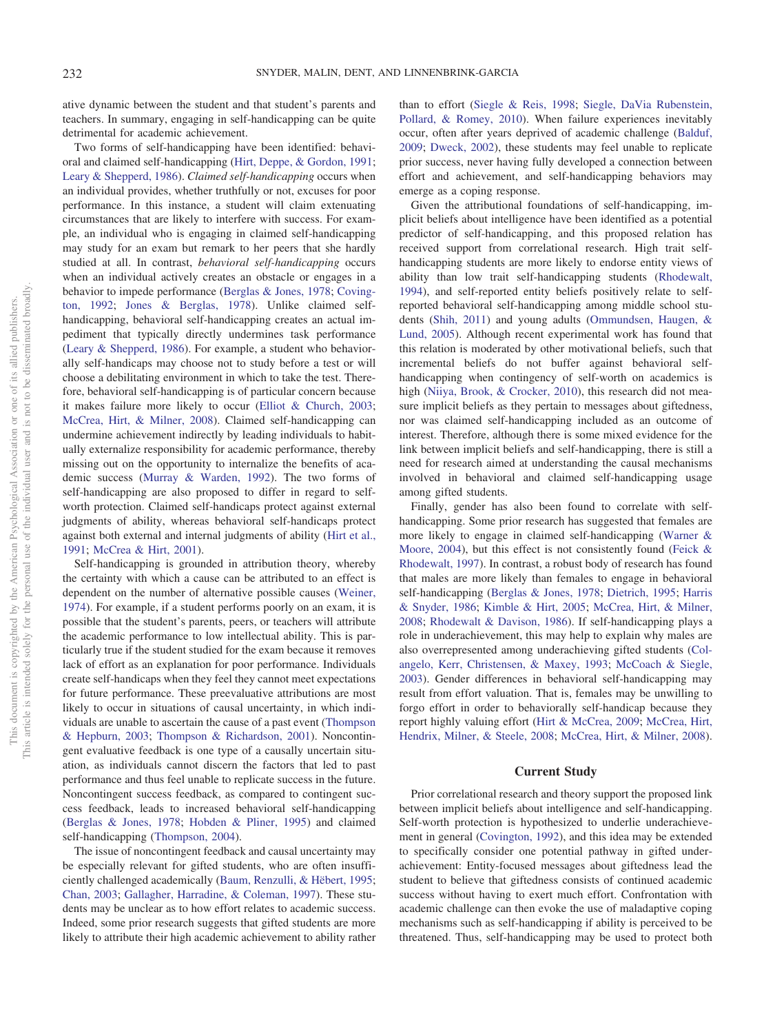ative dynamic between the student and that student's parents and teachers. In summary, engaging in self-handicapping can be quite detrimental for academic achievement.

Two forms of self-handicapping have been identified: behavioral and claimed self-handicapping (Hirt, Deppe, & Gordon, 1991; Leary & Shepperd, 1986). *Claimed self-handicapping* occurs when an individual provides, whether truthfully or not, excuses for poor performance. In this instance, a student will claim extenuating circumstances that are likely to interfere with success. For example, an individual who is engaging in claimed self-handicapping may study for an exam but remark to her peers that she hardly studied at all. In contrast, *behavioral self-handicapping* occurs when an individual actively creates an obstacle or engages in a behavior to impede performance (Berglas & Jones, 1978; Covington, 1992; Jones & Berglas, 1978). Unlike claimed self-handicapping, behavioral self-handicapping creates an actual impediment that typically directly undermines task performance (Leary & Shepperd, 1986). For example, a student who behaviorally self-handicaps may choose not to study before a test or will choose a debilitating environment in which to take the test. Therefore, behavioral self-handicapping is of particular concern because it makes failure more likely to occur (Elliot & Church, 2003; McCrea, Hirt, & Milner, 2008). Claimed self-handicapping can undermine achievement indirectly by leading individuals to habitually externalize responsibility for academic performance, thereby missing out on the opportunity to internalize the benefits of academic success (Murray & Warden, 1992). The two forms of self-handicapping are also proposed to differ in regard to self-worth protection. Claimed self-handicaps protect against external judgments of ability, whereas behavioral self-handicaps protect against both external and internal judgments of ability (Hirt et al., 1991; McCrea & Hirt, 2001).

Self-handicapping is grounded in attribution theory, whereby the certainty with which a cause can be attributed to an effect is dependent on the number of alternative possible causes (Weiner, 1974). For example, if a student performs poorly on an exam, it is possible that the student's parents, peers, or teachers will attribute the academic performance to low intellectual ability. This is particularly true if the student studied for the exam because it removes lack of effort as an explanation for poor performance. Individuals create self-handicaps when they feel they cannot meet expectations for future performance. These preevaluative attributions are most likely to occur in situations of causal uncertainty, in which individuals are unable to ascertain the cause of a past event (Thompson & Hepburn, 2003; Thompson & Richardson, 2001). Noncontingent evaluative feedback is one type of a causally uncertain situation, as individuals cannot discern the factors that led to past performance and thus feel unable to replicate success in the future. Noncontingent success feedback, as compared to contingent success feedback, leads to increased behavioral self-handicapping (Berglas & Jones, 1978; Hobden & Pliner, 1995) and claimed self-handicapping (Thompson, 2004).

The issue of noncontingent feedback and causal uncertainty may be especially relevant for gifted students, who are often insufficiently challenged academically (Baum, Renzulli, & Hébert, 1995; Chan, 2003; Gallagher, Harradine, & Coleman, 1997). These students may be unclear as to how effort relates to academic success. Indeed, some prior research suggests that gifted students are more likely to attribute their high academic achievement to ability rather than to effort (Siegle & Reis, 1998; Siegle, DaVia Rubenstein, Pollard, & Romey, 2010). When failure experiences inevitably occur, often after years deprived of academic challenge (Balduf, 2009; Dweck, 2002), these students may feel unable to replicate prior success, never having fully developed a connection between effort and achievement, and self-handicapping behaviors may emerge as a coping response.

Given the attributional foundations of self-handicapping, implicit beliefs about intelligence have been identified as a potential predictor of self-handicapping, and this proposed relation has received support from correlational research. High trait self-handicapping students are more likely to endorse entity views of ability than low trait self-handicapping students (Rhodewalt, 1994), and self-reported entity beliefs positively relate to self-reported behavioral self-handicapping among middle school students (Shih, 2011) and young adults (Ommundsen, Haugen, & Lund, 2005). Although recent experimental work has found that this relation is moderated by other motivational beliefs, such that incremental beliefs do not buffer against behavioral self-handicapping when contingency of self-worth on academics is high (Niiya, Brook, & Crocker, 2010), this research did not measure implicit beliefs as they pertain to messages about giftedness, nor was claimed self-handicapping included as an outcome of interest. Therefore, although there is some mixed evidence for the link between implicit beliefs and self-handicapping, there is still a need for research aimed at understanding the causal mechanisms involved in behavioral and claimed self-handicapping usage among gifted students.

Finally, gender has also been found to correlate with self-handicapping. Some prior research has suggested that females are more likely to engage in claimed self-handicapping (Warner & Moore, 2004), but this effect is not consistently found (Feick & Rhodewalt, 1997). In contrast, a robust body of research has found that males are more likely than females to engage in behavioral self-handicapping (Berglas & Jones, 1978; Dietrich, 1995; Harris & Snyder, 1986; Kimble & Hirt, 2005; McCrea, Hirt, & Milner, 2008; Rhodewalt & Davison, 1986). If self-handicapping plays a role in underachievement, this may help to explain why males are also overrepresented among underachieving gifted students (Colangelo, Kerr, Christensen, & Maxey, 1993; McCoach & Siegle, 2003). Gender differences in behavioral self-handicapping may result from effort valuation. That is, females may be unwilling to forgo effort in order to behaviorally self-handicap because they report highly valuing effort (Hirt & McCrea, 2009; McCrea, Hirt, Hendrix, Milner, & Steele, 2008; McCrea, Hirt, & Milner, 2008).

## Current Study

Prior correlational research and theory support the proposed link between implicit beliefs about intelligence and self-handicapping. Self-worth protection is hypothesized to underlie underachievement in general (Covington, 1992), and this idea may be extended to specifically consider one potential pathway in gifted underachievement: Entity-focused messages about giftedness lead the student to believe that giftedness consists of continued academic success without having to exert much effort. Confrontation with academic challenge can then evoke the use of maladaptive coping mechanisms such as self-handicapping if ability is perceived to be threatened. Thus, self-handicapping may be used to protect both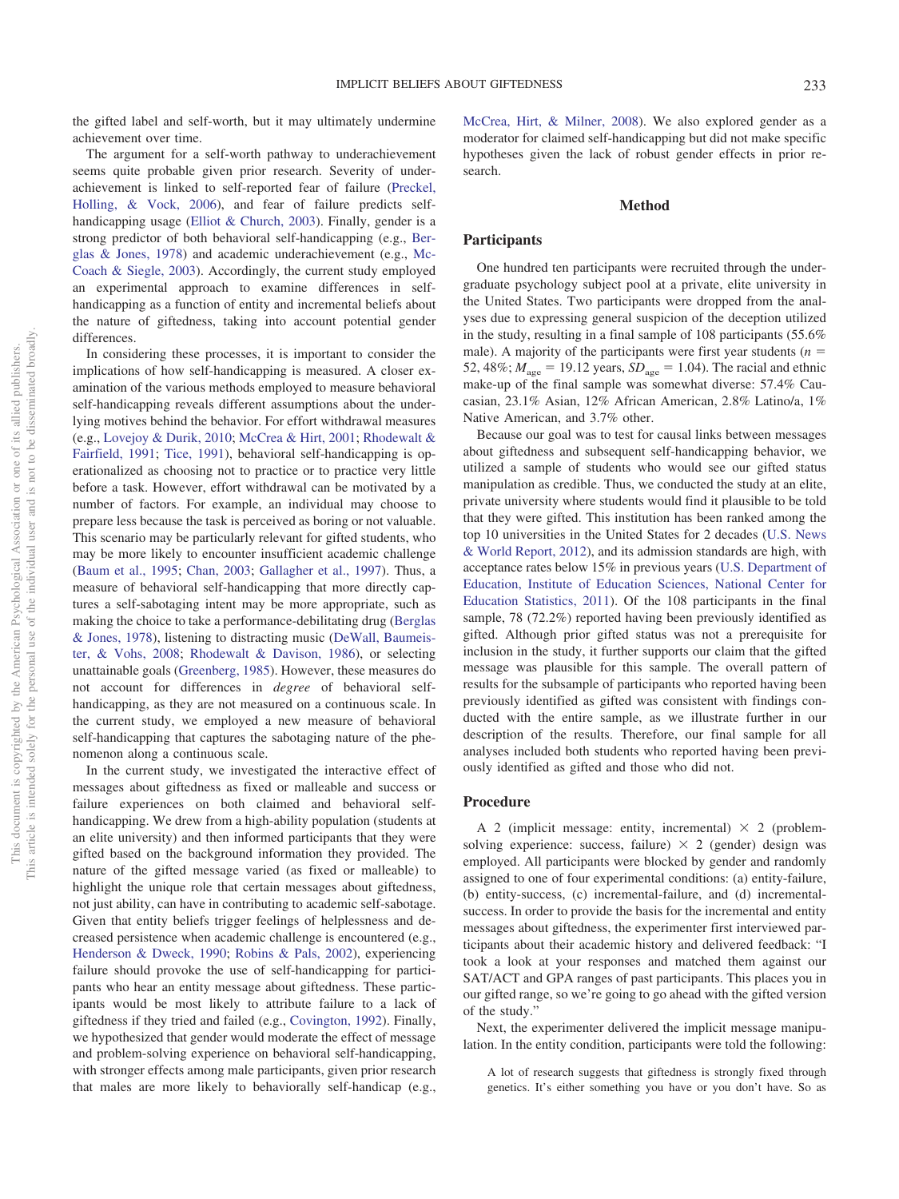the gifted label and self-worth, but it may ultimately undermine achievement over time.

The argument for a self-worth pathway to underachievement seems quite probable given prior research. Severity of underachievement is linked to self-reported fear of failure (Preckel, Holling, & Vock, 2006), and fear of failure predicts self-handicapping usage (Elliot & Church, 2003). Finally, gender is a strong predictor of both behavioral self-handicapping (e.g., Berglas & Jones, 1978) and academic underachievement (e.g., McCoach & Siegle, 2003). Accordingly, the current study employed an experimental approach to examine differences in self-handicapping as a function of entity and incremental beliefs about the nature of giftedness, taking into account potential gender differences.

In considering these processes, it is important to consider the implications of how self-handicapping is measured. A closer examination of the various methods employed to measure behavioral self-handicapping reveals different assumptions about the underlying motives behind the behavior. For effort withdrawal measures (e.g., Lovejoy & Durik, 2010; McCrea & Hirt, 2001; Rhodewalt & Fairfield, 1991; Tice, 1991), behavioral self-handicapping is operationalized as choosing not to practice or to practice very little before a task. However, effort withdrawal can be motivated by a number of factors. For example, an individual may choose to prepare less because the task is perceived as boring or not valuable. This scenario may be particularly relevant for gifted students, who may be more likely to encounter insufficient academic challenge (Baum et al., 1995; Chan, 2003; Gallagher et al., 1997). Thus, a measure of behavioral self-handicapping that more directly captures a self-sabotaging intent may be more appropriate, such as making the choice to take a performance-debilitating drug (Berglas & Jones, 1978), listening to distracting music (DeWall, Baumeister, & Vohs, 2008; Rhodewalt & Davison, 1986), or selecting unattainable goals (Greenberg, 1985). However, these measures do not account for differences in *degree* of behavioral self-handicapping, as they are not measured on a continuous scale. In the current study, we employed a new measure of behavioral self-handicapping that captures the sabotaging nature of the phenomenon along a continuous scale.

In the current study, we investigated the interactive effect of messages about giftedness as fixed or malleable and success or failure experiences on both claimed and behavioral self-handicapping. We drew from a high-ability population (students at an elite university) and then informed participants that they were gifted based on the background information they provided. The nature of the gifted message varied (as fixed or malleable) to highlight the unique role that certain messages about giftedness, not just ability, can have in contributing to academic self-sabotage. Given that entity beliefs trigger feelings of helplessness and decreased persistence when academic challenge is encountered (e.g., Henderson & Dweck, 1990; Robins & Pals, 2002), experiencing failure should provoke the use of self-handicapping for participants who hear an entity message about giftedness. These participants would be most likely to attribute failure to a lack of giftedness if they tried and failed (e.g., Covington, 1992). Finally, we hypothesized that gender would moderate the effect of message and problem-solving experience on behavioral self-handicapping, with stronger effects among male participants, given prior research that males are more likely to behaviorally self-handicap (e.g., McCrea, Hirt, & Milner, 2008). We also explored gender as a moderator for claimed self-handicapping but did not make specific hypotheses given the lack of robust gender effects in prior research.

## Method

### Participants

One hundred ten participants were recruited through the undergraduate psychology subject pool at a private, elite university in the United States. Two participants were dropped from the analyses due to expressing general suspicion of the deception utilized in the study, resulting in a final sample of 108 participants (55.6% male). A majority of the participants were first year students ($n$ = 52, 48%; $M_{age}$ = 19.12 years, $SD_{age}$ = 1.04). The racial and ethnic make-up of the final sample was somewhat diverse: 57.4% Caucasian, 23.1% Asian, 12% African American, 2.8% Latino/a, 1% Native American, and 3.7% other.

Because our goal was to test for causal links between messages about giftedness and subsequent self-handicapping behavior, we utilized a sample of students who would see our gifted status manipulation as credible. Thus, we conducted the study at an elite, private university where students would find it plausible to be told that they were gifted. This institution has been ranked among the top 10 universities in the United States for 2 decades (U.S. News & World Report, 2012), and its admission standards are high, with acceptance rates below 15% in previous years (U.S. Department of Education, Institute of Education Sciences, National Center for Education Statistics, 2011). Of the 108 participants in the final sample, 78 (72.2%) reported having been previously identified as gifted. Although prior gifted status was not a prerequisite for inclusion in the study, it further supports our claim that the gifted message was plausible for this sample. The overall pattern of results for the subsample of participants who reported having been previously identified as gifted was consistent with findings conducted with the entire sample, as we illustrate further in our description of the results. Therefore, our final sample for all analyses included both students who reported having been previously identified as gifted and those who did not.

### Procedure

A 2 (implicit message: entity, incremental) × 2 (problem-solving experience: success, failure) × 2 (gender) design was employed. All participants were blocked by gender and randomly assigned to one of four experimental conditions: (a) entity-failure, (b) entity-success, (c) incremental-failure, and (d) incremental-success. In order to provide the basis for the incremental and entity messages about giftedness, the experimenter first interviewed participants about their academic history and delivered feedback: "I took a look at your responses and matched them against our SAT/ACT and GPA ranges of past participants. This places you in our gifted range, so we're going to go ahead with the gifted version of the study."

Next, the experimenter delivered the implicit message manipulation. In the entity condition, participants were told the following:

> A lot of research suggests that giftedness is strongly fixed through genetics. It's either something you have or you don't have. So as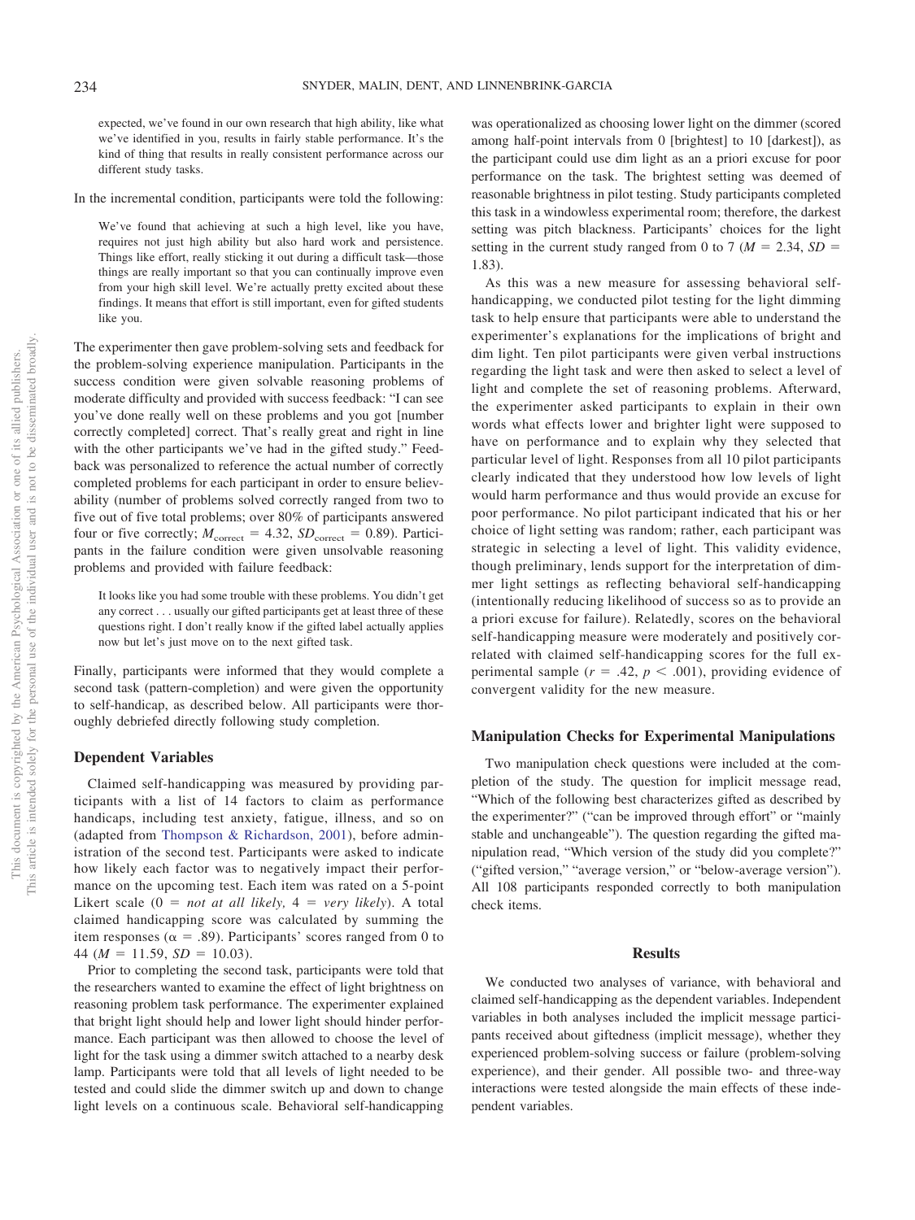expected, we've found in our own research that high ability, like what we've identified in you, results in fairly stable performance. It's the kind of thing that results in really consistent performance across our different study tasks.

In the incremental condition, participants were told the following:

> We've found that achieving at such a high level, like you have, requires not just high ability but also hard work and persistence. Things like effort, really sticking it out during a difficult task—those things are really important so that you can continually improve even from your high skill level. We're actually pretty excited about these findings. It means that effort is still important, even for gifted students like you.

The experimenter then gave problem-solving sets and feedback for the problem-solving experience manipulation. Participants in the success condition were given solvable reasoning problems of moderate difficulty and provided with success feedback: "I can see you've done really well on these problems and you got [number correctly completed] correct. That's really great and right in line with the other participants we've had in the gifted study." Feedback was personalized to reference the actual number of correctly completed problems for each participant in order to ensure believability (number of problems solved correctly ranged from two to five out of five total problems; over 80% of participants answered four or five correctly; $M_{\text{correct}} = 4.32$, $SD_{\text{correct}} = 0.89$). Participants in the failure condition were given unsolvable reasoning problems and provided with failure feedback:

> It looks like you had some trouble with these problems. You didn't get any correct . . . usually our gifted participants get at least three of these questions right. I don't really know if the gifted label actually applies now but let's just move on to the next gifted task.

Finally, participants were informed that they would complete a second task (pattern-completion) and were given the opportunity to self-handicap, as described below. All participants were thoroughly debriefed directly following study completion.

### Dependent Variables

Claimed self-handicapping was measured by providing participants with a list of 14 factors to claim as performance handicaps, including test anxiety, fatigue, illness, and so on (adapted from Thompson & Richardson, 2001), before administration of the second test. Participants were asked to indicate how likely each factor was to negatively impact their performance on the upcoming test. Each item was rated on a 5-point Likert scale (0 = *not at all likely,* 4 = *very likely*). A total claimed handicapping score was calculated by summing the item responses ($\alpha = .89$). Participants' scores ranged from 0 to 44 ($M = 11.59$, $SD = 10.03$).

Prior to completing the second task, participants were told that the researchers wanted to examine the effect of light brightness on reasoning problem task performance. The experimenter explained that bright light should help and lower light should hinder performance. Each participant was then allowed to choose the level of light for the task using a dimmer switch attached to a nearby desk lamp. Participants were told that all levels of light needed to be tested and could slide the dimmer switch up and down to change light levels on a continuous scale. Behavioral self-handicapping was operationalized as choosing lower light on the dimmer (scored among half-point intervals from 0 [brightest] to 10 [darkest]), as the participant could use dim light as an a priori excuse for poor performance on the task. The brightest setting was deemed of reasonable brightness in pilot testing. Study participants completed this task in a windowless experimental room; therefore, the darkest setting was pitch blackness. Participants' choices for the light setting in the current study ranged from 0 to 7 ($M = 2.34$, $SD = 1.83$).

As this was a new measure for assessing behavioral self-handicapping, we conducted pilot testing for the light dimming task to help ensure that participants were able to understand the experimenter's explanations for the implications of bright and dim light. Ten pilot participants were given verbal instructions regarding the light task and were then asked to select a level of light and complete the set of reasoning problems. Afterward, the experimenter asked participants to explain in their own words what effects lower and brighter light were supposed to have on performance and to explain why they selected that particular level of light. Responses from all 10 pilot participants clearly indicated that they understood how low levels of light would harm performance and thus would provide an excuse for poor performance. No pilot participant indicated that his or her choice of light setting was random; rather, each participant was strategic in selecting a level of light. This validity evidence, though preliminary, lends support for the interpretation of dimmer light settings as reflecting behavioral self-handicapping (intentionally reducing likelihood of success so as to provide an a priori excuse for failure). Relatedly, scores on the behavioral self-handicapping measure were moderately and positively correlated with claimed self-handicapping scores for the full experimental sample ($r = .42$, $p < .001$), providing evidence of convergent validity for the new measure.

### Manipulation Checks for Experimental Manipulations

Two manipulation check questions were included at the completion of the study. The question for implicit message read, "Which of the following best characterizes gifted as described by the experimenter?" ("can be improved through effort" or "mainly stable and unchangeable"). The question regarding the gifted manipulation read, "Which version of the study did you complete?" ("gifted version," "average version," or "below-average version"). All 108 participants responded correctly to both manipulation check items.

## Results

We conducted two analyses of variance, with behavioral and claimed self-handicapping as the dependent variables. Independent variables in both analyses included the implicit message participants received about giftedness (implicit message), whether they experienced problem-solving success or failure (problem-solving experience), and their gender. All possible two- and three-way interactions were tested alongside the main effects of these independent variables.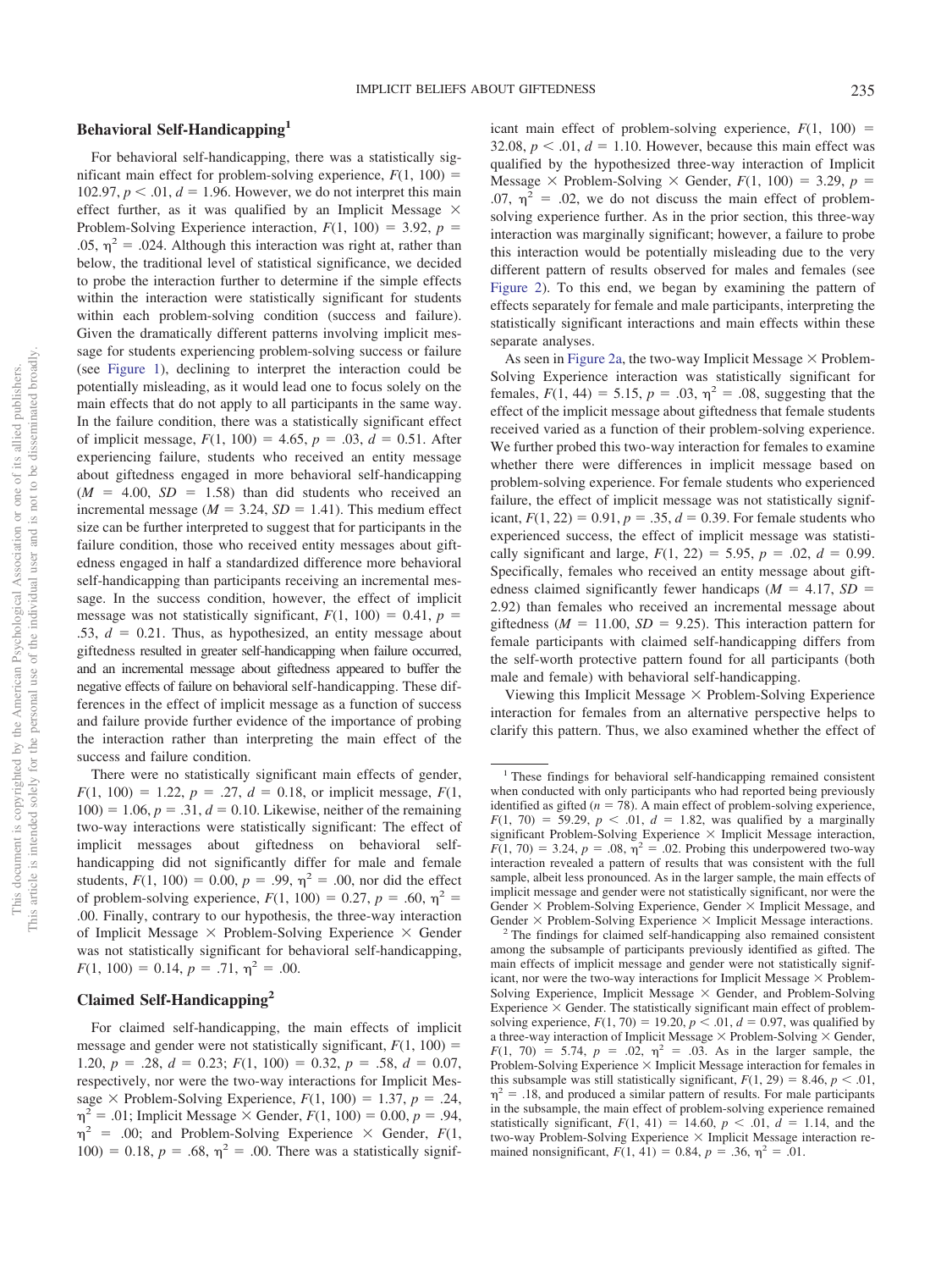## Behavioral Self-Handicapping[1]

For behavioral self-handicapping, there was a statistically significant main effect for problem-solving experience, $F(1, 100) = 102.97$, $p < .01$, $d = 1.96$. However, we do not interpret this main effect further, as it was qualified by an Implicit Message × Problem-Solving Experience interaction, $F(1, 100) = 3.92$, $p = .05$, $\eta^2 = .024$. Although this interaction was right at, rather than below, the traditional level of statistical significance, we decided to probe the interaction further to determine if the simple effects within the interaction were statistically significant for students within each problem-solving condition (success and failure). Given the dramatically different patterns involving implicit message for students experiencing problem-solving success or failure (see Figure 1), declining to interpret the interaction could be potentially misleading, as it would lead one to focus solely on the main effects that do not apply to all participants in the same way. In the failure condition, there was a statistically significant effect of implicit message, $F(1, 100) = 4.65$, $p = .03$, $d = 0.51$. After experiencing failure, students who received an entity message about giftedness engaged in more behavioral self-handicapping ($M = 4.00$, $SD = 1.58$) than did students who received an incremental message ($M = 3.24$, $SD = 1.41$). This medium effect size can be further interpreted to suggest that for participants in the failure condition, those who received entity messages about giftedness engaged in half a standardized difference more behavioral self-handicapping than participants receiving an incremental message. In the success condition, however, the effect of implicit message was not statistically significant, $F(1, 100) = 0.41$, $p = .53$, $d = 0.21$. Thus, as hypothesized, an entity message about giftedness resulted in greater self-handicapping when failure occurred, and an incremental message about giftedness appeared to buffer the negative effects of failure on behavioral self-handicapping. These differences in the effect of implicit message as a function of success and failure provide further evidence of the importance of probing the interaction rather than interpreting the main effect of the success and failure condition.

There were no statistically significant main effects of gender, $F(1, 100) = 1.22$, $p = .27$, $d = 0.18$, or implicit message, $F(1, 100) = 1.06$, $p = .31$, $d = 0.10$. Likewise, neither of the remaining two-way interactions were statistically significant: The effect of implicit messages about giftedness on behavioral self-handicapping did not significantly differ for male and female students, $F(1, 100) = 0.00$, $p = .99$, $\eta^2 = .00$, nor did the effect of problem-solving experience, $F(1, 100) = 0.27$, $p = .60$, $\eta^2 = .00$. Finally, contrary to our hypothesis, the three-way interaction of Implicit Message × Problem-Solving Experience × Gender was not statistically significant for behavioral self-handicapping, $F(1, 100) = 0.14$, $p = .71$, $\eta^2 = .00$.

## Claimed Self-Handicapping[2]

For claimed self-handicapping, the main effects of implicit message and gender were not statistically significant, $F(1, 100) = 1.20$, $p = .28$, $d = 0.23$; $F(1, 100) = 0.32$, $p = .58$, $d = 0.07$, respectively, nor were the two-way interactions for Implicit Message × Problem-Solving Experience, $F(1, 100) = 1.37$, $p = .24$, $\eta^2 = .01$; Implicit Message × Gender, $F(1, 100) = 0.00$, $p = .94$, $\eta^2 = .00$; and Problem-Solving Experience × Gender, $F(1, 100) = 0.18$, $p = .68$, $\eta^2 = .00$. There was a statistically significant main effect of problem-solving experience, $F(1, 100) = 32.08$, $p < .01$, $d = 1.10$. However, because this main effect was qualified by the hypothesized three-way interaction of Implicit Message × Problem-Solving × Gender, $F(1, 100) = 3.29$, $p = .07$, $\eta^2 = .02$, we do not discuss the main effect of problem-solving experience further. As in the prior section, this three-way interaction was marginally significant; however, a failure to probe this interaction would be potentially misleading due to the very different pattern of results observed for males and females (see Figure 2). To this end, we began by examining the pattern of effects separately for female and male participants, interpreting the statistically significant interactions and main effects within these separate analyses.

As seen in Figure 2a, the two-way Implicit Message × Problem-Solving Experience interaction was statistically significant for females, $F(1, 44) = 5.15$, $p = .03$, $\eta^2 = .08$, suggesting that the effect of the implicit message about giftedness that female students received varied as a function of their problem-solving experience. We further probed this two-way interaction for females to examine whether there were differences in implicit message based on problem-solving experience. For female students who experienced failure, the effect of implicit message was not statistically significant, $F(1, 22) = 0.91$, $p = .35$, $d = 0.39$. For female students who experienced success, the effect of implicit message was statistically significant and large, $F(1, 22) = 5.95$, $p = .02$, $d = 0.99$. Specifically, females who received an entity message about giftedness claimed significantly fewer handicaps ($M = 4.17$, $SD = 2.92$) than females who received an incremental message about giftedness ($M = 11.00$, $SD = 9.25$). This interaction pattern for female participants with claimed self-handicapping differs from the self-worth protective pattern found for all participants (both male and female) with behavioral self-handicapping.

Viewing this Implicit Message × Problem-Solving Experience interaction for females from an alternative perspective helps to clarify this pattern. Thus, we also examined whether the effect of

---

[1] These findings for behavioral self-handicapping remained consistent when conducted with only participants who had reported being previously identified as gifted ($n = 78$). A main effect of problem-solving experience, $F(1, 70) = 59.29$, $p < .01$, $d = 1.82$, was qualified by a marginally significant Problem-Solving Experience × Implicit Message interaction, $F(1, 70) = 3.24$, $p = .08$, $\eta^2 = .02$. Probing this underpowered two-way interaction revealed a pattern of results that was consistent with the full sample, albeit less pronounced. As in the larger sample, the main effects of implicit message and gender were not statistically significant, nor were the Gender × Problem-Solving Experience, Gender × Implicit Message, and Gender × Problem-Solving Experience × Implicit Message interactions.

[2] The findings for claimed self-handicapping also remained consistent among the subsample of participants previously identified as gifted. The main effects of implicit message and gender were not statistically significant, nor were the two-way interactions for Implicit Message × Problem-Solving Experience, Implicit Message × Gender, and Problem-Solving Experience × Gender. The statistically significant main effect of problem-solving experience, $F(1, 70) = 19.20$, $p < .01$, $d = 0.97$, was qualified by a three-way interaction of Implicit Message × Problem-Solving × Gender, $F(1, 70) = 5.74$, $p = .02$, $\eta^2 = .03$. As in the larger sample, the Problem-Solving Experience × Implicit Message interaction for females in this subsample was still statistically significant, $F(1, 29) = 8.46$, $p < .01$, $\eta^2 = .18$, and produced a similar pattern of results. For male participants in the subsample, the main effect of problem-solving experience remained statistically significant, $F(1, 41) = 14.60$, $p < .01$, $d = 1.14$, and the two-way Problem-Solving Experience × Implicit Message interaction remained nonsignificant, $F(1, 41) = 0.84$, $p = .36$, $\eta^2 = .01$.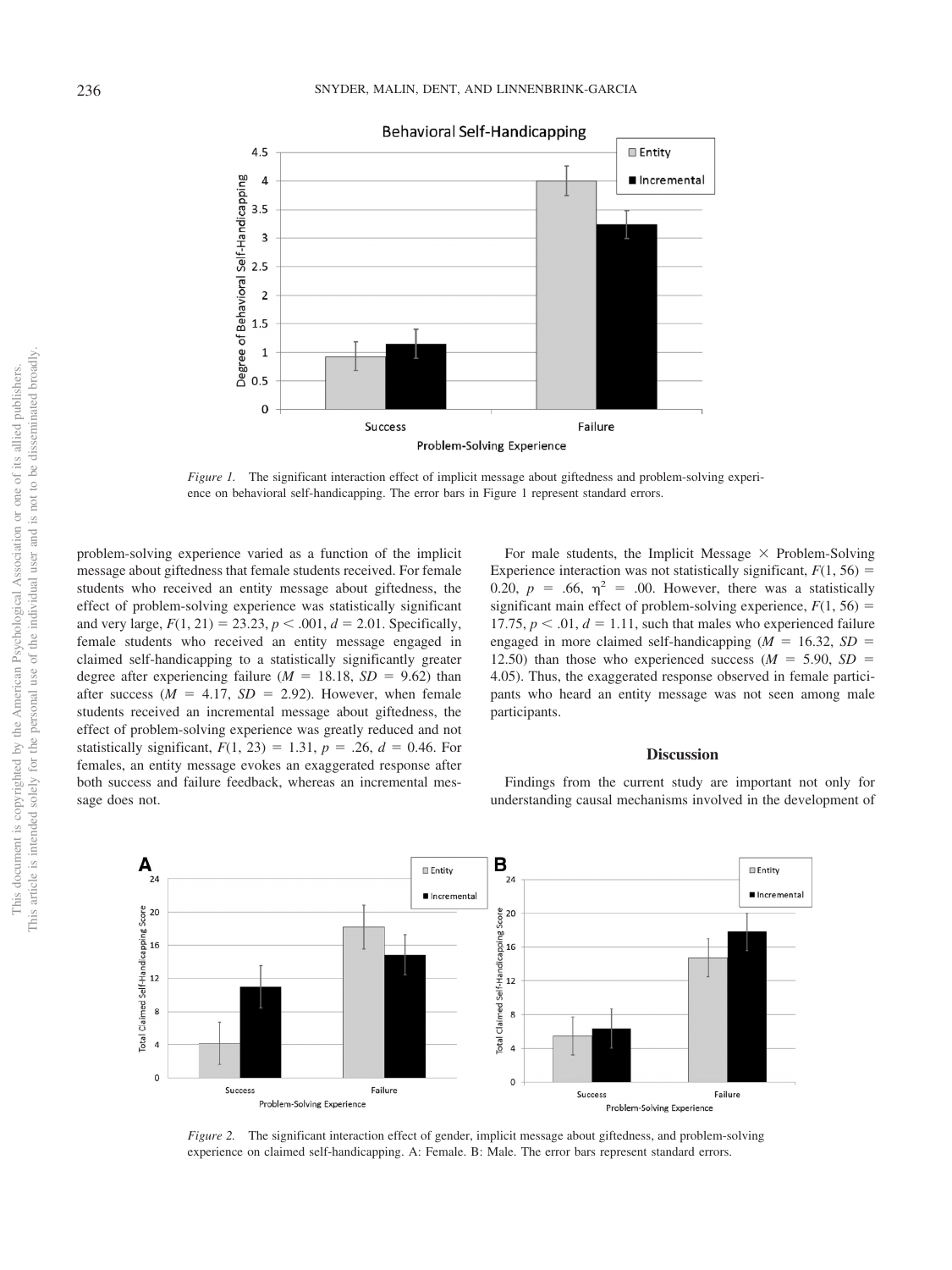*Figure 1.* The significant interaction effect of implicit message about giftedness and problem-solving experience on behavioral self-handicapping. The error bars in Figure 1 represent standard errors.

problem-solving experience varied as a function of the implicit message about giftedness that female students received. For female students who received an entity message about giftedness, the effect of problem-solving experience was statistically significant and very large, $F(1, 21) = 23.23$, $p < .001$, $d = 2.01$. Specifically, female students who received an entity message engaged in claimed self-handicapping to a statistically significantly greater degree after experiencing failure ($M = 18.18$, $SD = 9.62$) than after success ($M = 4.17$, $SD = 2.92$). However, when female students received an incremental message about giftedness, the effect of problem-solving experience was greatly reduced and not statistically significant, $F(1, 23) = 1.31$, $p = .26$, $d = 0.46$. For females, an entity message evokes an exaggerated response after both success and failure feedback, whereas an incremental message does not.

For male students, the Implicit Message × Problem-Solving Experience interaction was not statistically significant, $F(1, 56) = 0.20$, $p = .66$, $\eta^2 = .00$. However, there was a statistically significant main effect of problem-solving experience, $F(1, 56) = 17.75$, $p < .01$, $d = 1.11$, such that males who experienced failure engaged in more claimed self-handicapping ($M = 16.32$, $SD = 12.50$) than those who experienced success ($M = 5.90$, $SD = 4.05$). Thus, the exaggerated response observed in female participants who heard an entity message was not seen among male participants.

## Discussion

Findings from the current study are important not only for understanding causal mechanisms involved in the development of

*Figure 2.* The significant interaction effect of gender, implicit message about giftedness, and problem-solving experience on claimed self-handicapping. A: Female. B: Male. The error bars represent standard errors.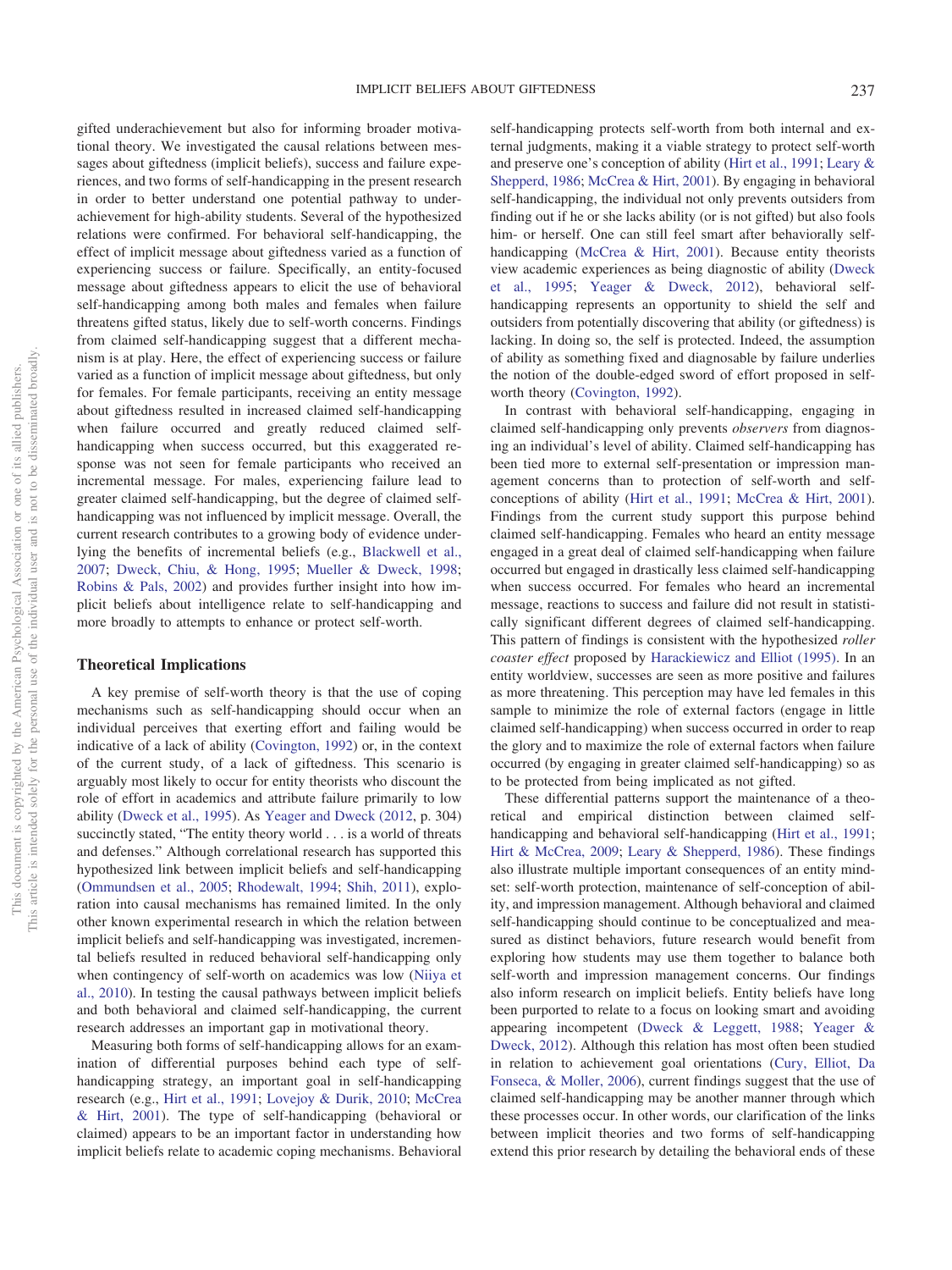gifted underachievement but also for informing broader motivational theory. We investigated the causal relations between messages about giftedness (implicit beliefs), success and failure experiences, and two forms of self-handicapping in the present research in order to better understand one potential pathway to underachievement for high-ability students. Several of the hypothesized relations were confirmed. For behavioral self-handicapping, the effect of implicit message about giftedness varied as a function of experiencing success or failure. Specifically, an entity-focused message about giftedness appears to elicit the use of behavioral self-handicapping among both males and females when failure threatens gifted status, likely due to self-worth concerns. Findings from claimed self-handicapping suggest that a different mechanism is at play. Here, the effect of experiencing success or failure varied as a function of implicit message about giftedness, but only for females. For female participants, receiving an entity message about giftedness resulted in increased claimed self-handicapping when failure occurred and greatly reduced claimed self-handicapping when success occurred, but this exaggerated response was not seen for female participants who received an incremental message. For males, experiencing failure lead to greater claimed self-handicapping, but the degree of claimed self-handicapping was not influenced by implicit message. Overall, the current research contributes to a growing body of evidence underlying the benefits of incremental beliefs (e.g., Blackwell et al., 2007; Dweck, Chiu, & Hong, 1995; Mueller & Dweck, 1998; Robins & Pals, 2002) and provides further insight into how implicit beliefs about intelligence relate to self-handicapping and more broadly to attempts to enhance or protect self-worth.

## Theoretical Implications

A key premise of self-worth theory is that the use of coping mechanisms such as self-handicapping should occur when an individual perceives that exerting effort and failing would be indicative of a lack of ability (Covington, 1992) or, in the context of the current study, of a lack of giftedness. This scenario is arguably most likely to occur for entity theorists who discount the role of effort in academics and attribute failure primarily to low ability (Dweck et al., 1995). As Yeager and Dweck (2012, p. 304) succinctly stated, "The entity theory world . . . is a world of threats and defenses." Although correlational research has supported this hypothesized link between implicit beliefs and self-handicapping (Ommundsen et al., 2005; Rhodewalt, 1994; Shih, 2011), exploration into causal mechanisms has remained limited. In the only other known experimental research in which the relation between implicit beliefs and self-handicapping was investigated, incremental beliefs resulted in reduced behavioral self-handicapping only when contingency of self-worth on academics was low (Niiya et al., 2010). In testing the causal pathways between implicit beliefs and both behavioral and claimed self-handicapping, the current research addresses an important gap in motivational theory.

Measuring both forms of self-handicapping allows for an examination of differential purposes behind each type of self-handicapping strategy, an important goal in self-handicapping research (e.g., Hirt et al., 1991; Lovejoy & Durik, 2010; McCrea & Hirt, 2001). The type of self-handicapping (behavioral or claimed) appears to be an important factor in understanding how implicit beliefs relate to academic coping mechanisms. Behavioral self-handicapping protects self-worth from both internal and external judgments, making it a viable strategy to protect self-worth and preserve one's conception of ability (Hirt et al., 1991; Leary & Shepperd, 1986; McCrea & Hirt, 2001). By engaging in behavioral self-handicapping, the individual not only prevents outsiders from finding out if he or she lacks ability (or is not gifted) but also fools him- or herself. One can still feel smart after behaviorally self-handicapping (McCrea & Hirt, 2001). Because entity theorists view academic experiences as being diagnostic of ability (Dweck et al., 1995; Yeager & Dweck, 2012), behavioral self-handicapping represents an opportunity to shield the self and outsiders from potentially discovering that ability (or giftedness) is lacking. In doing so, the self is protected. Indeed, the assumption of ability as something fixed and diagnosable by failure underlies the notion of the double-edged sword of effort proposed in self-worth theory (Covington, 1992).

In contrast with behavioral self-handicapping, engaging in claimed self-handicapping only prevents *observers* from diagnosing an individual's level of ability. Claimed self-handicapping has been tied more to external self-presentation or impression management concerns than to protection of self-worth and self-conceptions of ability (Hirt et al., 1991; McCrea & Hirt, 2001). Findings from the current study support this purpose behind claimed self-handicapping. Females who heard an entity message engaged in a great deal of claimed self-handicapping when failure occurred but engaged in drastically less claimed self-handicapping when success occurred. For females who heard an incremental message, reactions to success and failure did not result in statistically significant different degrees of claimed self-handicapping. This pattern of findings is consistent with the hypothesized *roller coaster effect* proposed by Harackiewicz and Elliot (1995). In an entity worldview, successes are seen as more positive and failures as more threatening. This perception may have led females in this sample to minimize the role of external factors (engage in little claimed self-handicapping) when success occurred in order to reap the glory and to maximize the role of external factors when failure occurred (by engaging in greater claimed self-handicapping) so as to be protected from being implicated as not gifted.

These differential patterns support the maintenance of a theoretical and empirical distinction between claimed self-handicapping and behavioral self-handicapping (Hirt et al., 1991; Hirt & McCrea, 2009; Leary & Shepperd, 1986). These findings also illustrate multiple important consequences of an entity mindset: self-worth protection, maintenance of self-conception of ability, and impression management. Although behavioral and claimed self-handicapping should continue to be conceptualized and measured as distinct behaviors, future research would benefit from exploring how students may use them together to balance both self-worth and impression management concerns. Our findings also inform research on implicit beliefs. Entity beliefs have long been purported to relate to a focus on looking smart and avoiding appearing incompetent (Dweck & Leggett, 1988; Yeager & Dweck, 2012). Although this relation has most often been studied in relation to achievement goal orientations (Cury, Elliot, Da Fonseca, & Moller, 2006), current findings suggest that the use of claimed self-handicapping may be another manner through which these processes occur. In other words, our clarification of the links between implicit theories and two forms of self-handicapping extend this prior research by detailing the behavioral ends of these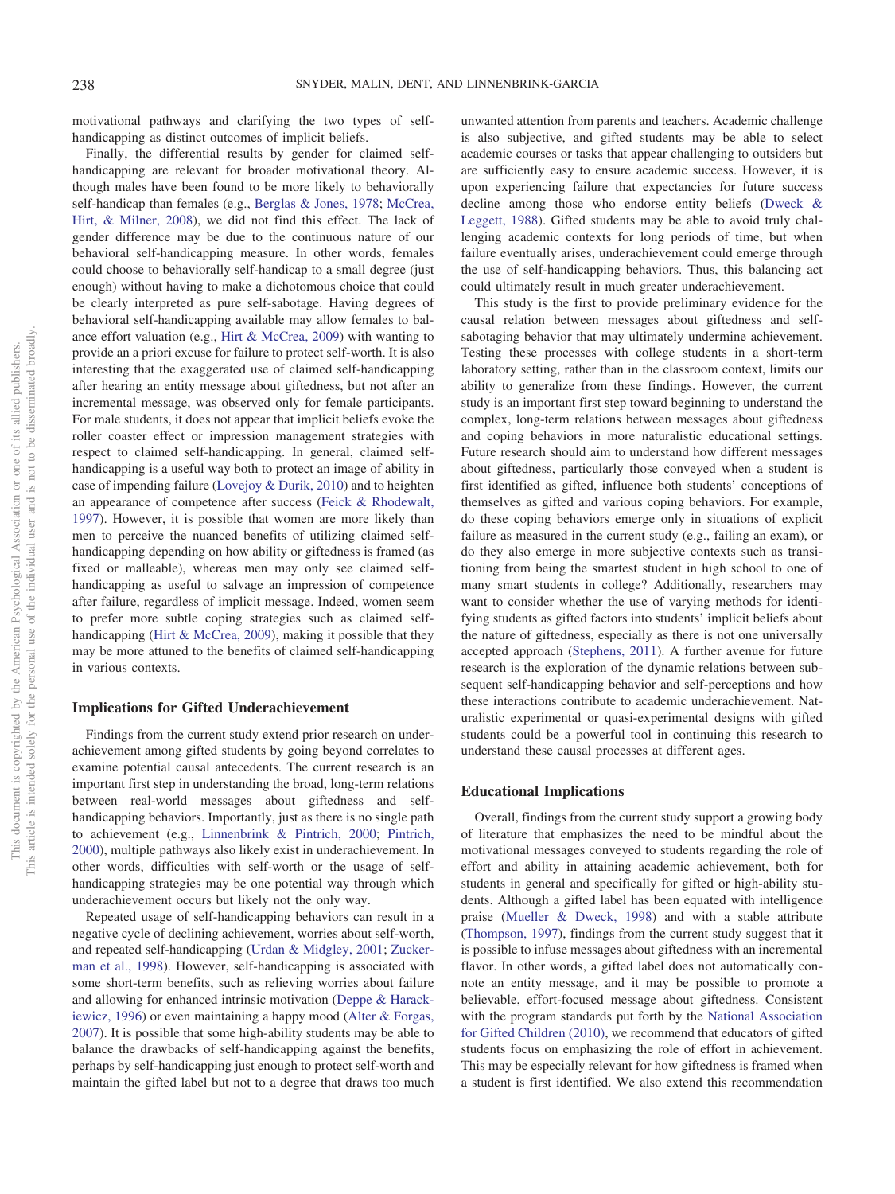motivational pathways and clarifying the two types of self-handicapping as distinct outcomes of implicit beliefs.

Finally, the differential results by gender for claimed self-handicapping are relevant for broader motivational theory. Although males have been found to be more likely to behaviorally self-handicap than females (e.g., Berglas & Jones, 1978; McCrea, Hirt, & Milner, 2008), we did not find this effect. The lack of gender difference may be due to the continuous nature of our behavioral self-handicapping measure. In other words, females could choose to behaviorally self-handicap to a small degree (just enough) without having to make a dichotomous choice that could be clearly interpreted as pure self-sabotage. Having degrees of behavioral self-handicapping available may allow females to balance effort valuation (e.g., Hirt & McCrea, 2009) with wanting to provide an a priori excuse for failure to protect self-worth. It is also interesting that the exaggerated use of claimed self-handicapping after hearing an entity message about giftedness, but not after an incremental message, was observed only for female participants. For male students, it does not appear that implicit beliefs evoke the roller coaster effect or impression management strategies with respect to claimed self-handicapping. In general, claimed self-handicapping is a useful way both to protect an image of ability in case of impending failure (Lovejoy & Durik, 2010) and to heighten an appearance of competence after success (Feick & Rhodewalt, 1997). However, it is possible that women are more likely than men to perceive the nuanced benefits of utilizing claimed self-handicapping depending on how ability or giftedness is framed (as fixed or malleable), whereas men may only see claimed self-handicapping as useful to salvage an impression of competence after failure, regardless of implicit message. Indeed, women seem to prefer more subtle coping strategies such as claimed self-handicapping (Hirt & McCrea, 2009), making it possible that they may be more attuned to the benefits of claimed self-handicapping in various contexts.

## Implications for Gifted Underachievement

Findings from the current study extend prior research on underachievement among gifted students by going beyond correlates to examine potential causal antecedents. The current research is an important first step in understanding the broad, long-term relations between real-world messages about giftedness and self-handicapping behaviors. Importantly, just as there is no single path to achievement (e.g., Linnenbrink & Pintrich, 2000; Pintrich, 2000), multiple pathways also likely exist in underachievement. In other words, difficulties with self-worth or the usage of self-handicapping strategies may be one potential way through which underachievement occurs but likely not the only way.

Repeated usage of self-handicapping behaviors can result in a negative cycle of declining achievement, worries about self-worth, and repeated self-handicapping (Urdan & Midgley, 2001; Zuckerman et al., 1998). However, self-handicapping is associated with some short-term benefits, such as relieving worries about failure and allowing for enhanced intrinsic motivation (Deppe & Harackiewicz, 1996) or even maintaining a happy mood (Alter & Forgas, 2007). It is possible that some high-ability students may be able to balance the drawbacks of self-handicapping against the benefits, perhaps by self-handicapping just enough to protect self-worth and maintain the gifted label but not to a degree that draws too much unwanted attention from parents and teachers. Academic challenge is also subjective, and gifted students may be able to select academic courses or tasks that appear challenging to outsiders but are sufficiently easy to ensure academic success. However, it is upon experiencing failure that expectancies for future success decline among those who endorse entity beliefs (Dweck & Leggett, 1988). Gifted students may be able to avoid truly challenging academic contexts for long periods of time, but when failure eventually arises, underachievement could emerge through the use of self-handicapping behaviors. Thus, this balancing act could ultimately result in much greater underachievement.

This study is the first to provide preliminary evidence for the causal relation between messages about giftedness and self-sabotaging behavior that may ultimately undermine achievement. Testing these processes with college students in a short-term laboratory setting, rather than in the classroom context, limits our ability to generalize from these findings. However, the current study is an important first step toward beginning to understand the complex, long-term relations between messages about giftedness and coping behaviors in more naturalistic educational settings. Future research should aim to understand how different messages about giftedness, particularly those conveyed when a student is first identified as gifted, influence both students' conceptions of themselves as gifted and various coping behaviors. For example, do these coping behaviors emerge only in situations of explicit failure as measured in the current study (e.g., failing an exam), or do they also emerge in more subjective contexts such as transitioning from being the smartest student in high school to one of many smart students in college? Additionally, researchers may want to consider whether the use of varying methods for identifying students as gifted factors into students' implicit beliefs about the nature of giftedness, especially as there is not one universally accepted approach (Stephens, 2011). A further avenue for future research is the exploration of the dynamic relations between subsequent self-handicapping behavior and self-perceptions and how these interactions contribute to academic underachievement. Naturalistic experimental or quasi-experimental designs with gifted students could be a powerful tool in continuing this research to understand these causal processes at different ages.

## Educational Implications

Overall, findings from the current study support a growing body of literature that emphasizes the need to be mindful about the motivational messages conveyed to students regarding the role of effort and ability in attaining academic achievement, both for students in general and specifically for gifted or high-ability students. Although a gifted label has been equated with intelligence praise (Mueller & Dweck, 1998) and with a stable attribute (Thompson, 1997), findings from the current study suggest that it is possible to infuse messages about giftedness with an incremental flavor. In other words, a gifted label does not automatically connote an entity message, and it may be possible to promote a believable, effort-focused message about giftedness. Consistent with the program standards put forth by the National Association for Gifted Children (2010), we recommend that educators of gifted students focus on emphasizing the role of effort in achievement. This may be especially relevant for how giftedness is framed when a student is first identified. We also extend this recommendation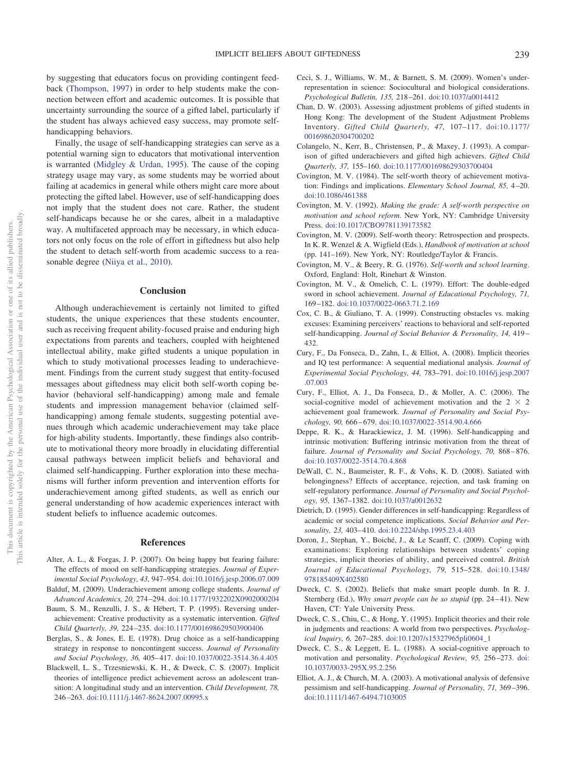by suggesting that educators focus on providing contingent feedback (Thompson, 1997) in order to help students make the connection between effort and academic outcomes. It is possible that uncertainty surrounding the source of a gifted label, particularly if the student has always achieved easy success, may promote self-handicapping behaviors.

Finally, the usage of self-handicapping strategies can serve as a potential warning sign to educators that motivational intervention is warranted (Midgley & Urdan, 1995). The cause of the coping strategy usage may vary, as some students may be worried about failing at academics in general while others might care more about protecting the gifted label. However, use of self-handicapping does not imply that the student does not care. Rather, the student self-handicaps because he or she cares, albeit in a maladaptive way. A multifaceted approach may be necessary, in which educators not only focus on the role of effort in giftedness but also help the student to detach self-worth from academic success to a reasonable degree (Niiya et al., 2010).

## Conclusion

Although underachievement is certainly not limited to gifted students, the unique experiences that these students encounter, such as receiving frequent ability-focused praise and enduring high expectations from parents and teachers, coupled with heightened intellectual ability, make gifted students a unique population in which to study motivational processes leading to underachievement. Findings from the current study suggest that entity-focused messages about giftedness may elicit both self-worth coping behavior (behavioral self-handicapping) among male and female students and impression management behavior (claimed self-handicapping) among female students, suggesting potential avenues through which academic underachievement may take place for high-ability students. Importantly, these findings also contribute to motivational theory more broadly in elucidating differential causal pathways between implicit beliefs and behavioral and claimed self-handicapping. Further exploration into these mechanisms will further inform prevention and intervention efforts for underachievement among gifted students, as well as enrich our general understanding of how academic experiences interact with student beliefs to influence academic outcomes.

## References

Alter, A. L., & Forgas, J. P. (2007). On being happy but fearing failure: The effects of mood on self-handicapping strategies. *Journal of Experimental Social Psychology, 43,* 947–954. doi:10.1016/j.jesp.2006.07.009

Balduf, M. (2009). Underachievement among college students. *Journal of Advanced Academics, 20,* 274–294. doi:10.1177/1932202X0902000204

Baum, S. M., Renzulli, J. S., & Hébert, T. P. (1995). Reversing underachievement: Creative productivity as a systematic intervention. *Gifted Child Quarterly, 39,* 224–235. doi:10.1177/001698629503900406

Berglas, S., & Jones, E. E. (1978). Drug choice as a self-handicapping strategy in response to noncontingent success. *Journal of Personality and Social Psychology, 36,* 405–417. doi:10.1037/0022-3514.36.4.405

Blackwell, L. S., Trzesniewski, K. H., & Dweck, C. S. (2007). Implicit theories of intelligence predict achievement across an adolescent transition: A longitudinal study and an intervention. *Child Development, 78,* 246–263. doi:10.1111/j.1467-8624.2007.00995.x

Ceci, S. J., Williams, W. M., & Barnett, S. M. (2009). Women's underrepresentation in science: Sociocultural and biological considerations. *Psychological Bulletin, 135,* 218–261. doi:10.1037/a0014412

Chan, D. W. (2003). Assessing adjustment problems of gifted students in Hong Kong: The development of the Student Adjustment Problems Inventory. *Gifted Child Quarterly, 47,* 107–117. doi:10.1177/001698620304700202

Colangelo, N., Kerr, B., Christensen, P., & Maxey, J. (1993). A comparison of gifted underachievers and gifted high achievers. *Gifted Child Quarterly, 37,* 155–160. doi:10.1177/001698629303700404

Covington, M. V. (1984). The self-worth theory of achievement motivation: Findings and implications. *Elementary School Journal, 85,* 4–20. doi:10.1086/461388

Covington, M. V. (1992). *Making the grade: A self-worth perspective on motivation and school reform.* New York, NY: Cambridge University Press. doi:10.1017/CBO9781139173582

Covington, M. V. (2009). Self-worth theory: Retrospection and prospects. In K. R. Wenzel & A. Wigfield (Eds.), *Handbook of motivation at school* (pp. 141–169). New York, NY: Routledge/Taylor & Francis.

Covington, M. V., & Beery, R. G. (1976). *Self-worth and school learning*. Oxford, England: Holt, Rinehart & Winston.

Covington, M. V., & Omelich, C. L. (1979). Effort: The double-edged sword in school achievement. *Journal of Educational Psychology, 71,* 169–182. doi:10.1037/0022-0663.71.2.169

Cox, C. B., & Giuliano, T. A. (1999). Constructing obstacles vs. making excuses: Examining perceivers' reactions to behavioral and self-reported self-handicapping. *Journal of Social Behavior & Personality, 14,* 419–432.

Cury, F., Da Fonseca, D., Zahn, I., & Elliot, A. (2008). Implicit theories and IQ test performance: A sequential mediational analysis. *Journal of Experimental Social Psychology, 44,* 783–791. doi:10.1016/j.jesp.2007.07.003

Cury, F., Elliot, A. J., Da Fonseca, D., & Moller, A. C. (2006). The social-cognitive model of achievement motivation and the 2 $\times$ 2 achievement goal framework. *Journal of Personality and Social Psychology, 90,* 666–679. doi:10.1037/0022-3514.90.4.666

Deppe, R. K., & Harackiewicz, J. M. (1996). Self-handicapping and intrinsic motivation: Buffering intrinsic motivation from the threat of failure. *Journal of Personality and Social Psychology, 70,* 868–876. doi:10.1037/0022-3514.70.4.868

DeWall, C. N., Baumeister, R. F., & Vohs, K. D. (2008). Satiated with belongingness? Effects of acceptance, rejection, and task framing on self-regulatory performance. *Journal of Personality and Social Psychology, 95,* 1367–1382. doi:10.1037/a0012632

Dietrich, D. (1995). Gender differences in self-handicapping: Regardless of academic or social competence implications. *Social Behavior and Personality, 23,* 403–410. doi:10.2224/sbp.1995.23.4.403

Doron, J., Stephan, Y., Boiché, J., & Le Scanff, C. (2009). Coping with examinations: Exploring relationships between students' coping strategies, implicit theories of ability, and perceived control. *British Journal of Educational Psychology, 79,* 515–528. doi:10.1348/978185409X402580

Dweck, C. S. (2002). Beliefs that make smart people dumb. In R. J. Sternberg (Ed.), *Why smart people can be so stupid* (pp. 24–41). New Haven, CT: Yale University Press.

Dweck, C. S., Chiu, C., & Hong, Y. (1995). Implicit theories and their role in judgments and reactions: A world from two perspectives. *Psychological Inquiry, 6,* 267–285. doi:10.1207/s15327965pli0604_1

Dweck, C. S., & Leggett, E. L. (1988). A social-cognitive approach to motivation and personality. *Psychological Review, 95,* 256–273. doi:10.1037/0033-295X.95.2.256

Elliot, A. J., & Church, M. A. (2003). A motivational analysis of defensive pessimism and self-handicapping. *Journal of Personality, 71,* 369–396. doi:10.1111/1467-6494.7103005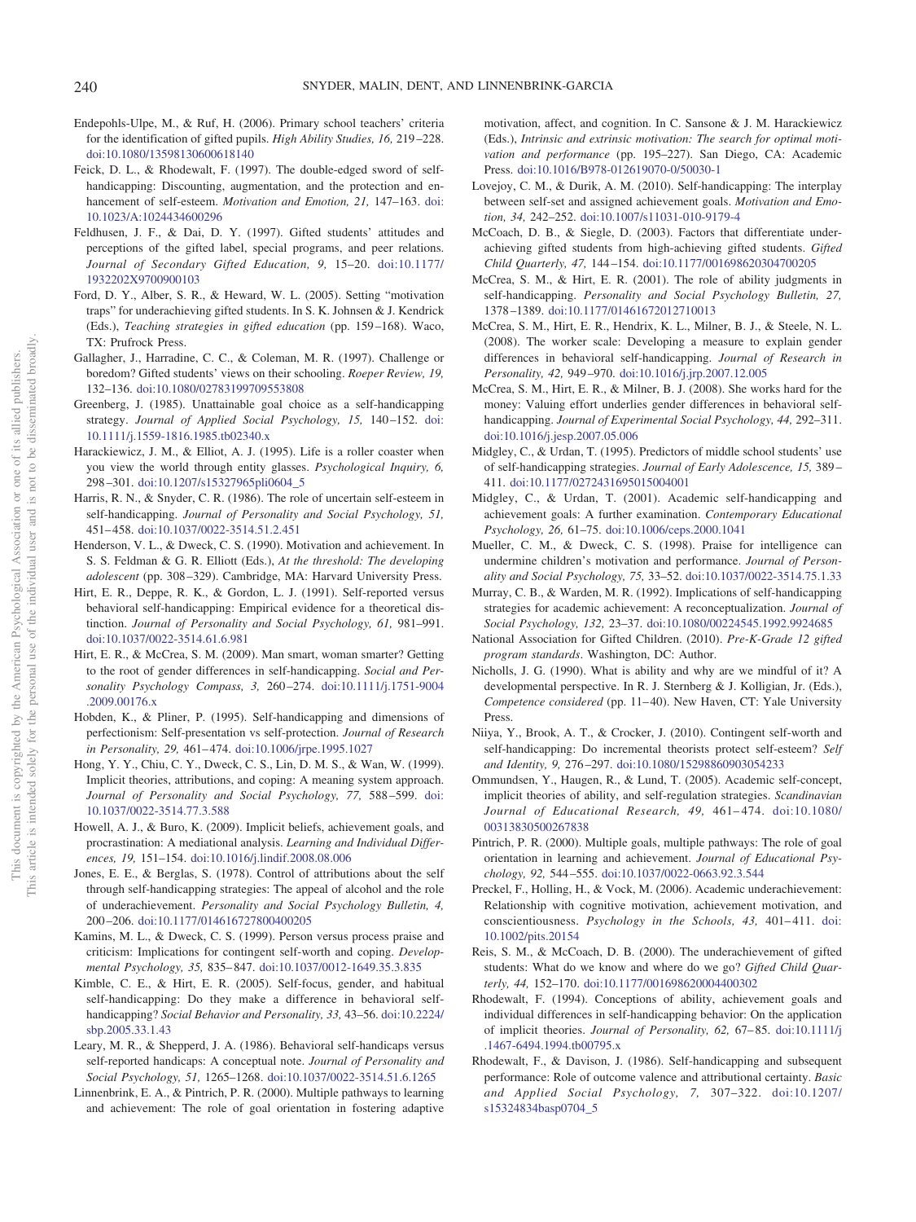Endepohls-Ulpe, M., & Ruf, H. (2006). Primary school teachers' criteria for the identification of gifted pupils. *High Ability Studies, 16,* 219–228. doi:10.1080/13598130600618140

Feick, D. L., & Rhodewalt, F. (1997). The double-edged sword of self-handicapping: Discounting, augmentation, and the protection and enhancement of self-esteem. *Motivation and Emotion, 21,* 147–163. doi:10.1023/A:1024434600296

Feldhusen, J. F., & Dai, D. Y. (1997). Gifted students' attitudes and perceptions of the gifted label, special programs, and peer relations. *Journal of Secondary Gifted Education, 9,* 15–20. doi:10.1177/1932202X9700900103

Ford, D. Y., Alber, S. R., & Heward, W. L. (2005). Setting "motivation traps" for underachieving gifted students. In S. K. Johnsen & J. Kendrick (Eds.), *Teaching strategies in gifted education* (pp. 159–168). Waco, TX: Prufrock Press.

Gallagher, J., Harradine, C. C., & Coleman, M. R. (1997). Challenge or boredom? Gifted students' views on their schooling. *Roeper Review, 19,* 132–136. doi:10.1080/02783199709553808

Greenberg, J. (1985). Unattainable goal choice as a self-handicapping strategy. *Journal of Applied Social Psychology, 15,* 140–152. doi:10.1111/j.1559-1816.1985.tb02340.x

Harackiewicz, J. M., & Elliot, A. J. (1995). Life is a roller coaster when you view the world through entity glasses. *Psychological Inquiry, 6,* 298–301. doi:10.1207/s15327965pli0604_5

Harris, R. N., & Snyder, C. R. (1986). The role of uncertain self-esteem in self-handicapping. *Journal of Personality and Social Psychology, 51,* 451–458. doi:10.1037/0022-3514.51.2.451

Henderson, V. L., & Dweck, C. S. (1990). Motivation and achievement. In S. S. Feldman & G. R. Elliott (Eds.), *At the threshold: The developing adolescent* (pp. 308–329). Cambridge, MA: Harvard University Press.

Hirt, E. R., Deppe, R. K., & Gordon, L. J. (1991). Self-reported versus behavioral self-handicapping: Empirical evidence for a theoretical distinction. *Journal of Personality and Social Psychology, 61,* 981–991. doi:10.1037/0022-3514.61.6.981

Hirt, E. R., & McCrea, S. M. (2009). Man smart, woman smarter? Getting to the root of gender differences in self-handicapping. *Social and Personality Psychology Compass, 3,* 260–274. doi:10.1111/j.1751-9004.2009.00176.x

Hobden, K., & Pliner, P. (1995). Self-handicapping and dimensions of perfectionism: Self-presentation vs self-protection. *Journal of Research in Personality, 29,* 461–474. doi:10.1006/jrpe.1995.1027

Hong, Y. Y., Chiu, C. Y., Dweck, C. S., Lin, D. M. S., & Wan, W. (1999). Implicit theories, attributions, and coping: A meaning system approach. *Journal of Personality and Social Psychology, 77,* 588–599. doi:10.1037/0022-3514.77.3.588

Howell, A. J., & Buro, K. (2009). Implicit beliefs, achievement goals, and procrastination: A mediational analysis. *Learning and Individual Differences, 19,* 151–154. doi:10.1016/j.lindif.2008.08.006

Jones, E. E., & Berglas, S. (1978). Control of attributions about the self through self-handicapping strategies: The appeal of alcohol and the role of underachievement. *Personality and Social Psychology Bulletin, 4,* 200–206. doi:10.1177/014616727800400205

Kamins, M. L., & Dweck, C. S. (1999). Person versus process praise and criticism: Implications for contingent self-worth and coping. *Developmental Psychology, 35,* 835–847. doi:10.1037/0012-1649.35.3.835

Kimble, C. E., & Hirt, E. R. (2005). Self-focus, gender, and habitual self-handicapping: Do they make a difference in behavioral self-handicapping? *Social Behavior and Personality, 33,* 43–56. doi:10.2224/sbp.2005.33.1.43

Leary, M. R., & Shepperd, J. A. (1986). Behavioral self-handicaps versus self-reported handicaps: A conceptual note. *Journal of Personality and Social Psychology, 51,* 1265–1268. doi:10.1037/0022-3514.51.6.1265

Linnenbrink, E. A., & Pintrich, P. R. (2000). Multiple pathways to learning and achievement: The role of goal orientation in fostering adaptive motivation, affect, and cognition. In C. Sansone & J. M. Harackiewicz (Eds.), *Intrinsic and extrinsic motivation: The search for optimal motivation and performance* (pp. 195–227). San Diego, CA: Academic Press. doi:10.1016/B978-012619070-0/50030-1

Lovejoy, C. M., & Durik, A. M. (2010). Self-handicapping: The interplay between self-set and assigned achievement goals. *Motivation and Emotion, 34,* 242–252. doi:10.1007/s11031-010-9179-4

McCoach, D. B., & Siegle, D. (2003). Factors that differentiate underachieving gifted students from high-achieving gifted students. *Gifted Child Quarterly, 47,* 144–154. doi:10.1177/001698620304700205

McCrea, S. M., & Hirt, E. R. (2001). The role of ability judgments in self-handicapping. *Personality and Social Psychology Bulletin, 27,* 1378–1389. doi:10.1177/01461672012710013

McCrea, S. M., Hirt, E. R., Hendrix, K. L., Milner, B. J., & Steele, N. L. (2008). The worker scale: Developing a measure to explain gender differences in behavioral self-handicapping. *Journal of Research in Personality, 42,* 949–970. doi:10.1016/j.jrp.2007.12.005

McCrea, S. M., Hirt, E. R., & Milner, B. J. (2008). She works hard for the money: Valuing effort underlies gender differences in behavioral self-handicapping. *Journal of Experimental Social Psychology, 44,* 292–311. doi:10.1016/j.jesp.2007.05.006

Midgley, C., & Urdan, T. (1995). Predictors of middle school students' use of self-handicapping strategies. *Journal of Early Adolescence, 15,* 389–411. doi:10.1177/0272431695015004001

Midgley, C., & Urdan, T. (2001). Academic self-handicapping and achievement goals: A further examination. *Contemporary Educational Psychology, 26,* 61–75. doi:10.1006/ceps.2000.1041

Mueller, C. M., & Dweck, C. S. (1998). Praise for intelligence can undermine children's motivation and performance. *Journal of Personality and Social Psychology, 75,* 33–52. doi:10.1037/0022-3514.75.1.33

Murray, C. B., & Warden, M. R. (1992). Implications of self-handicapping strategies for academic achievement: A reconceptualization. *Journal of Social Psychology, 132,* 23–37. doi:10.1080/00224545.1992.9924685

National Association for Gifted Children. (2010). *Pre-K-Grade 12 gifted program standards*. Washington, DC: Author.

Nicholls, J. G. (1990). What is ability and why are we mindful of it? A developmental perspective. In R. J. Sternberg & J. Kolligian, Jr. (Eds.), *Competence considered* (pp. 11–40). New Haven, CT: Yale University Press.

Niiya, Y., Brook, A. T., & Crocker, J. (2010). Contingent self-worth and self-handicapping: Do incremental theorists protect self-esteem? *Self and Identity, 9,* 276–297. doi:10.1080/15298860903054233

Ommundsen, Y., Haugen, R., & Lund, T. (2005). Academic self-concept, implicit theories of ability, and self-regulation strategies. *Scandinavian Journal of Educational Research, 49,* 461–474. doi:10.1080/00313830500267838

Pintrich, P. R. (2000). Multiple goals, multiple pathways: The role of goal orientation in learning and achievement. *Journal of Educational Psychology, 92,* 544–555. doi:10.1037/0022-0663.92.3.544

Preckel, F., Holling, H., & Vock, M. (2006). Academic underachievement: Relationship with cognitive motivation, achievement motivation, and conscientiousness. *Psychology in the Schools, 43,* 401–411. doi:10.1002/pits.20154

Reis, S. M., & McCoach, D. B. (2000). The underachievement of gifted students: What do we know and where do we go? *Gifted Child Quarterly, 44,* 152–170. doi:10.1177/001698620004400302

Rhodewalt, F. (1994). Conceptions of ability, achievement goals and individual differences in self-handicapping behavior: On the application of implicit theories. *Journal of Personality, 62,* 67–85. doi:10.1111/j.1467-6494.1994.tb00795.x

Rhodewalt, F., & Davison, J. (1986). Self-handicapping and subsequent performance: Role of outcome valence and attributional certainty. *Basic and Applied Social Psychology, 7,* 307–322. doi:10.1207/s15324834basp0704_5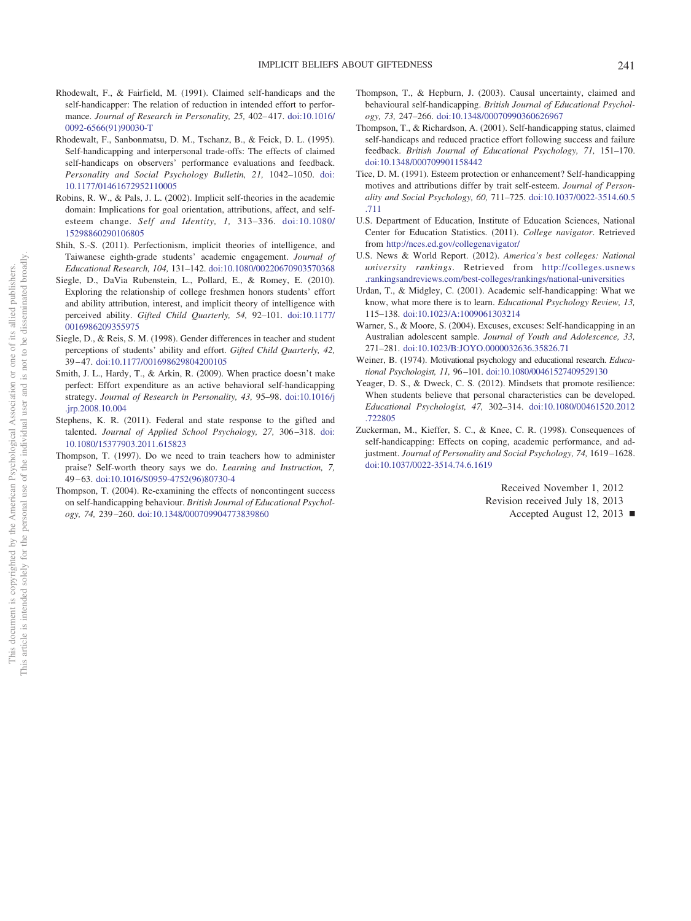Rhodewalt, F., & Fairfield, M. (1991). Claimed self-handicaps and the self-handicapper: The relation of reduction in intended effort to performance. *Journal of Research in Personality, 25,* 402–417. doi:10.1016/0092-6566(91)90030-T

Rhodewalt, F., Sanbonmatsu, D. M., Tschanz, B., & Feick, D. L. (1995). Self-handicapping and interpersonal trade-offs: The effects of claimed self-handicaps on observers' performance evaluations and feedback. *Personality and Social Psychology Bulletin, 21,* 1042–1050. doi:10.1177/01461672952110005

Robins, R. W., & Pals, J. L. (2002). Implicit self-theories in the academic domain: Implications for goal orientation, attributions, affect, and self-esteem change. *Self and Identity, 1,* 313–336. doi:10.1080/15298860290106805

Shih, S.-S. (2011). Perfectionism, implicit theories of intelligence, and Taiwanese eighth-grade students' academic engagement. *Journal of Educational Research, 104,* 131–142. doi:10.1080/00220670903570368

Siegle, D., DaVia Rubenstein, L., Pollard, E., & Romey, E. (2010). Exploring the relationship of college freshmen honors students' effort and ability attribution, interest, and implicit theory of intelligence with perceived ability. *Gifted Child Quarterly, 54,* 92–101. doi:10.1177/0016986209355975

Siegle, D., & Reis, S. M. (1998). Gender differences in teacher and student perceptions of students' ability and effort. *Gifted Child Quarterly, 42,* 39–47. doi:10.1177/001698629804200105

Smith, J. L., Hardy, T., & Arkin, R. (2009). When practice doesn't make perfect: Effort expenditure as an active behavioral self-handicapping strategy. *Journal of Research in Personality, 43,* 95–98. doi:10.1016/j.jrp.2008.10.004

Stephens, K. R. (2011). Federal and state response to the gifted and talented. *Journal of Applied School Psychology, 27,* 306–318. doi:10.1080/15377903.2011.615823

Thompson, T. (1997). Do we need to train teachers how to administer praise? Self-worth theory says we do. *Learning and Instruction, 7,* 49–63. doi:10.1016/S0959-4752(96)80730-4

Thompson, T. (2004). Re-examining the effects of noncontingent success on self-handicapping behaviour. *British Journal of Educational Psychology, 74,* 239–260. doi:10.1348/000709904773839860

Thompson, T., & Hepburn, J. (2003). Causal uncertainty, claimed and behavioural self-handicapping. *British Journal of Educational Psychology, 73,* 247–266. doi:10.1348/00070990360626967

Thompson, T., & Richardson, A. (2001). Self-handicapping status, claimed self-handicaps and reduced practice effort following success and failure feedback. *British Journal of Educational Psychology, 71,* 151–170. doi:10.1348/000709901158442

Tice, D. M. (1991). Esteem protection or enhancement? Self-handicapping motives and attributions differ by trait self-esteem. *Journal of Personality and Social Psychology, 60,* 711–725. doi:10.1037/0022-3514.60.5.711

U.S. Department of Education, Institute of Education Sciences, National Center for Education Statistics. (2011). *College navigator*. Retrieved from http://nces.ed.gov/collegenavigator/

U.S. News & World Report. (2012). *America's best colleges: National university rankings*. Retrieved from http://colleges.usnews.rankingsandreviews.com/best-colleges/rankings/national-universities

Urdan, T., & Midgley, C. (2001). Academic self-handicapping: What we know, what more there is to learn. *Educational Psychology Review, 13,* 115–138. doi:10.1023/A:1009061303214

Warner, S., & Moore, S. (2004). Excuses, excuses: Self-handicapping in an Australian adolescent sample. *Journal of Youth and Adolescence, 33,* 271–281. doi:10.1023/B:JOYO.0000032636.35826.71

Weiner, B. (1974). Motivational psychology and educational research. *Educational Psychologist, 11,* 96–101. doi:10.1080/00461527409529130

Yeager, D. S., & Dweck, C. S. (2012). Mindsets that promote resilience: When students believe that personal characteristics can be developed. *Educational Psychologist, 47,* 302–314. doi:10.1080/00461520.2012.722805

Zuckerman, M., Kieffer, S. C., & Knee, C. R. (1998). Consequences of self-handicapping: Effects on coping, academic performance, and adjustment. *Journal of Personality and Social Psychology, 74,* 1619–1628. doi:10.1037/0022-3514.74.6.1619

Received November 1, 2012
Revision received July 18, 2013
Accepted August 12, 2013 ■